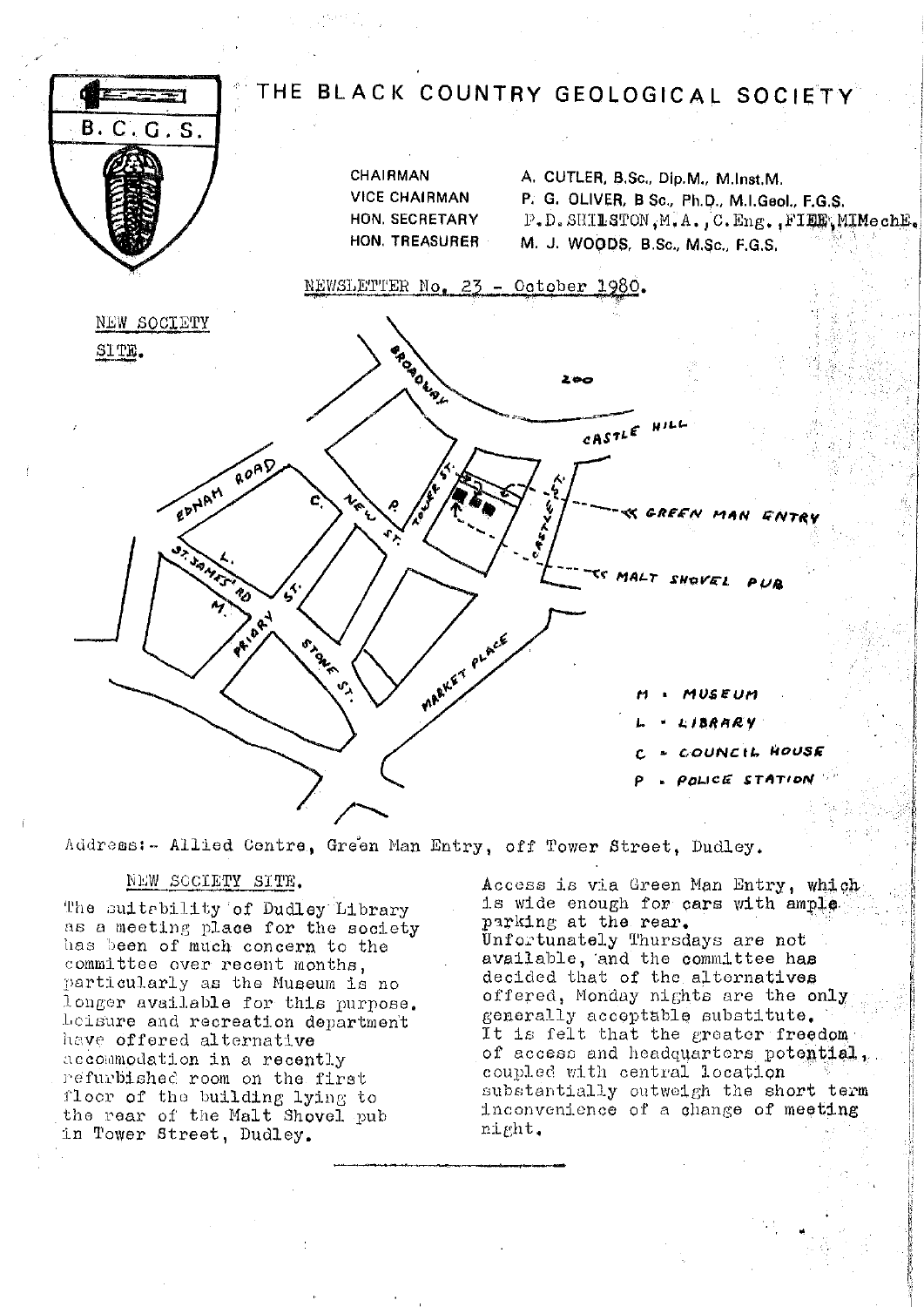# THE BLACK COUNTRY GEOLOGICAL SOCIETY

B.C.G.S.

| | |
|---|---|
| CHAIRMAN | A. CUTLER, B.Sc., Dip.M., M.Inst.M. |
| VICE CHAIRMAN | P. G. OLIVER, B Sc., Ph.D., M.I.Geol., F.G.S. |
| HON. SECRETARY | P.D. SHILSTON, M.A., C.Eng., FIEE, MIMechE. |
| HON. TREASURER | M. J. WOODS, B.Sc., M.Sc., F.G.S. |

NEWSLETTER No. 23 - October 1980.

NEW SOCIETY SITE.

BROADWAY, ZOO, CASTLE HILL, EDNAM ROAD, NEW ST., TOWER ST., CASTLE ST., GREEN MAN ENTRY, MALT SHOVEL PUB, ST. JAMES' RD, PRIORY ST., STONE ST., MARKET PLACE

M - MUSEUM
L - LIBRARY
C - COUNCIL HOUSE
P - POLICE STATION

Address:- Allied Centre, Green Man Entry, off Tower Street, Dudley.

## NEW SOCIETY SITE.

The suitability of Dudley Library as a meeting place for the society has been of much concern to the committee over recent months, particularly as the Museum is no longer available for this purpose. Leisure and recreation department have offered alternative accommodation in a recently refurbished room on the first floor of the building lying to the rear of the Malt Shovel pub in Tower Street, Dudley.

Access is via Green Man Entry, which is wide enough for cars with ample parking at the rear. Unfortunately Thursdays are not available, and the committee has decided that of the alternatives offered, Monday nights are the only generally acceptable substitute. It is felt that the greater freedom of access and headquarters potential, coupled with central location substantially outweigh the short term inconvenience of a change of meeting night.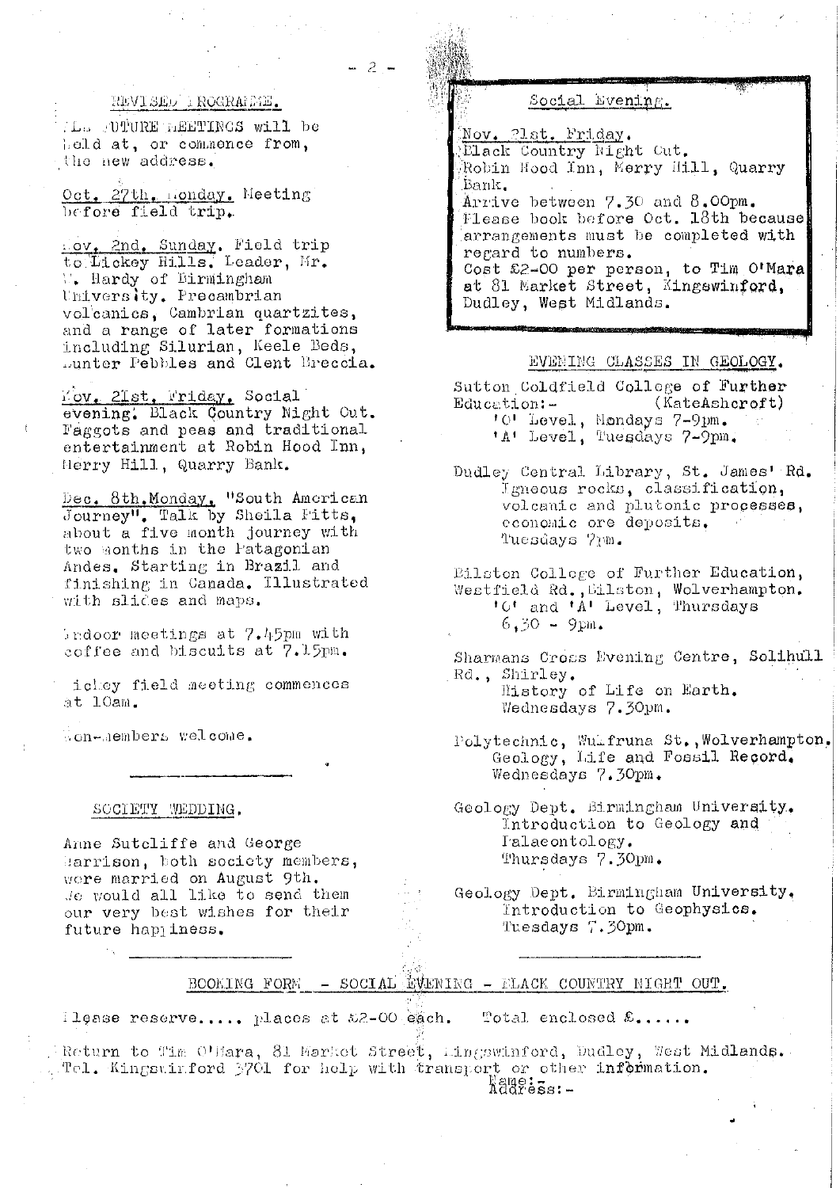## REVISED PROGRAMME.

ALL FUTURE MEETINGS will be held at, or commence from, the new address.

Oct. 27th, Monday. Meeting before field trip.

Nov. 2nd, Sunday. Field trip to Lickey Hills. Leader, Mr. W. Hardy of Birmingham University. Precambrian volcanics, Cambrian quartzites, and a range of later formations including Silurian, Keele Beds, Bunter Pebbles and Clent Breccia.

Nov. 21st, Friday. Social evening. Black Country Night Out. Faggots and peas and traditional entertainment at Robin Hood Inn, Merry Hill, Quarry Bank.

Dec. 8th, Monday. "South American Journey". Talk by Sheila Pitts, about a five month journey with two months in the Patagonian Andes. Starting in Brazil and finishing in Canada. Illustrated with slides and maps.

Indoor meetings at 7.45pm with coffee and biscuits at 7.15pm.

Lickey field meeting commences at 10am.

Non-members welcome.

## SOCIETY WEDDING.

Anne Sutcliffe and George Harrison, both society members, were married on August 9th. We would all like to send them our very best wishes for their future happiness.

## Social Evening.

Nov. 21st. Friday.
Black Country Night Out.
Robin Hood Inn, Merry Hill, Quarry Bank.
Arrive between 7.30 and 8.00pm.
Please book before Oct. 18th because arrangements must be completed with regard to numbers.
Cost £2-00 per person, to Tim O'Mara at 81 Market Street, Kingswinford, Dudley, West Midlands.

## EVENING CLASSES IN GEOLOGY.

Sutton Coldfield College of Further Education:- (KateAshcroft)
'O' Level, Mondays 7-9pm.
'A' Level, Tuesdays 7-9pm.

Dudley Central Library, St. James' Rd.
Igneous rocks, classification, volcanic and plutonic processes, economic ore deposits.
Tuesdays 7pm.

Bilston College of Further Education, Westfield Rd., Bilston, Wolverhampton.
'O' and 'A' Level, Thursdays 6.30 - 9pm.

Sharmans Cross Evening Centre, Solihull Rd., Shirley.
History of Life on Earth.
Wednesdays 7.30pm.

Polytechnic, Wulfruna St., Wolverhampton.
Geology, Life and Fossil Record.
Wednesdays 7.30pm.

Geology Dept. Birmingham University.
Introduction to Geology and Palaeontology.
Thursdays 7.30pm.

Geology Dept. Birmingham University.
Introduction to Geophysics.
Tuesdays 7.30pm.

## BOOKING FORM - SOCIAL EVENING - BLACK COUNTRY NIGHT OUT.

Please reserve..... places at £2-00 each. Total enclosed £.....

Return to Tim O'Mara, 81 Market Street, Kingswinford, Dudley, West Midlands.
Tel. Kingswinford 3701 for help with transport or other information.

Name:-
Address:-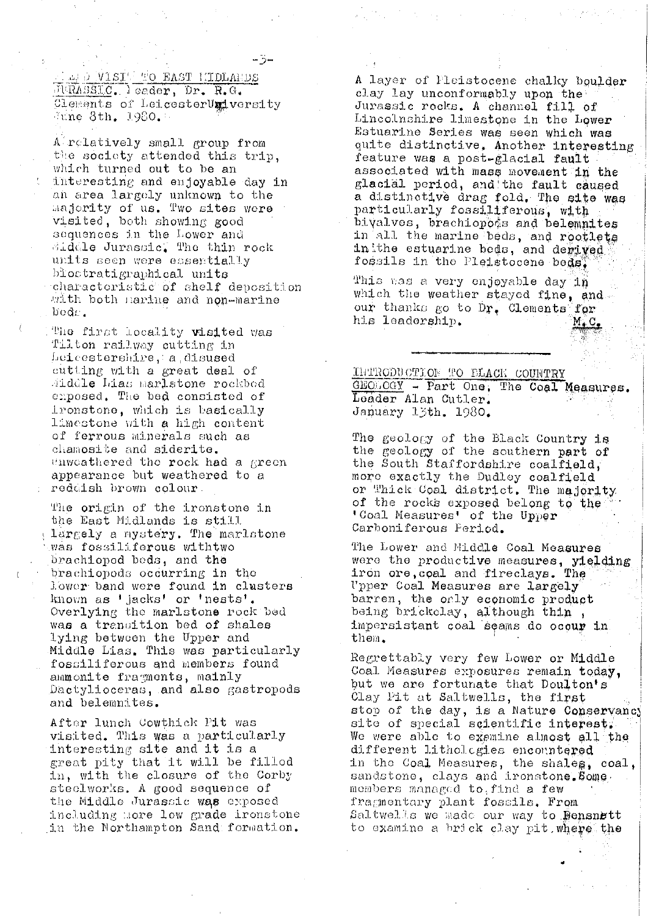**FIELD VISIT TO EAST MIDLANDS JURASSIC.** Leader, Dr. R.G. Clements of Leicester University June 8th. 1980.

A relatively small group from the society attended this trip, which turned out to be an interesting and enjoyable day in an area largely unknown to the majority of us. Two sites were visited, both showing good sequences in the Lower and Middle Jurassic. The thin rock units seen were essentially biostratigraphical units characteristic of shelf deposition with both marine and non-marine beds.

The first locality visited was Tilton railway cutting in Leicestershire, a disused cutting with a great deal of Middle Lias marlstone rockbed exposed. The bed consisted of ironstone, which is basically limestone with a high content of ferrous minerals such as chamosite and siderite. Unweathered the rock had a green appearance but weathered to a reddish brown colour.

The origin of the ironstone in the East Midlands is still largely a mystery. The marlstone was fossiliferous withtwo brachiopod beds, and the brachiopods occurring in the lower band were found in clusters known as 'jacks' or 'nests'. Overlying the marlstone rock bed was a transition bed of shales lying between the Upper and Middle Lias. This was particularly fossiliferous and members found ammonite fragments, mainly Dactylioceras, and also gastropods and belemnites.

After lunch Cowthick Pit was visited. This was a particularly interesting site and it is a great pity that it will be filled in, with the closure of the Corby steelworks. A good sequence of the Middle Jurassic was exposed including more low grade ironstone in the Northampton Sand formation.

A layer of Pleistocene chalky boulder clay lay unconformably upon the Jurassic rocks. A channel fill of Lincolnshire limestone in the Lower Estuarine Series was seen which was quite distinctive. Another interesting feature was a post-glacial fault associated with mass movement in the glacial period, and the fault caused a distinctive drag fold. The site was particularly fossiliferous, with bivalves, brachiopods and belemnites in all the marine beds, and rootlets in the estuarine beds, and derived fossils in the Pleistocene beds.

This was a very enjoyable day in which the weather stayed fine, and our thanks go to Dr. Clements for his leadership.

M.C.

---

**INTRODUCTION TO BLACK COUNTRY GEOLOGY - Part One, The Coal Measures.** Leader Alan Cutler. January 13th. 1980.

The geology of the Black Country is the geology of the southern part of the South Staffordshire coalfield, more exactly the Dudley coalfield or Thick Coal district. The majority of the rocks exposed belong to the 'Coal Measures' of the Upper Carboniferous Period.

The Lower and Middle Coal Measures were the productive measures, yielding iron ore, coal and fireclays. The Upper Coal Measures are largely barren, the only economic product being brickclay, although thin, impersistant coal seams do occur in them.

Regrettably very few Lower or Middle Coal Measures exposures remain today, but we are fortunate that Doulton's Clay Pit at Saltwells, the first stop of the day, is a Nature Conservancy site of special scientific interest. We were able to examine almost all the different lithologies encountered in the Coal Measures, the shales, coal, sandstone, clays and ironstone. Some members managed to find a few fragmentary plant fossils. From Saltwells we made our way to Bensnett to examine a brick clay pit, where the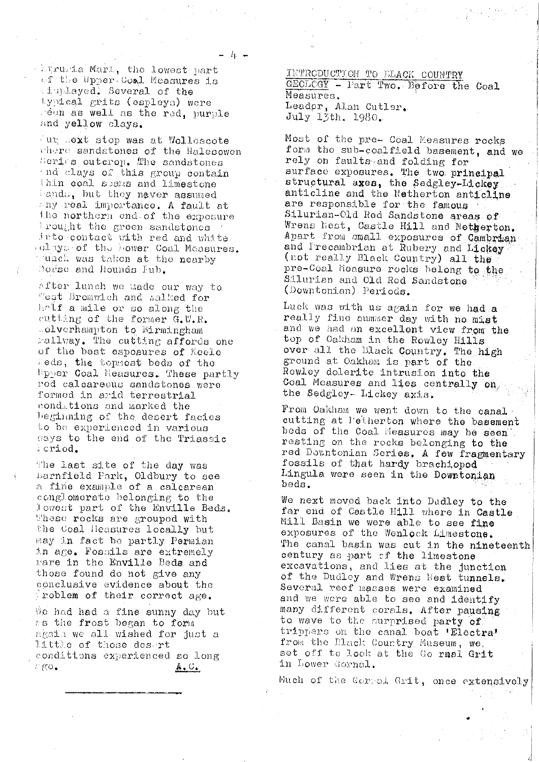Etruria Marl, the lowest part of the Upper Coal Measures is displayed. Several of the typical grits (espleys) were seen as well as the red, purple and yellow clays.

Our next stop was at Wollescote where sandstones of the Halesowen Series outcrop. The sandstones and clays of this group contain thin coal seams and limestone bands, but they never assumed any real importance. A fault at the northern end of the exposure brought the green sandstones into contact with red and white clays of the Lower Coal Measures. Lunch was taken at the nearby Horse and Hounds Pub.

After lunch we made our way to West Bromwich and walked for half a mile or so along the cutting of the former G.W.R. Wolverhampton to Birmingham railway. The cutting affords one of the best esposures of Keele Beds, the topmost beds of the Upper Coal Measures. These partly red calcareous sandstones were formed in arid terrestrial conditions and marked the beginning of the desert facies to be experienced in various ways to the end of the Triassic Period.

The last site of the day was Barnfield Park, Oldbury to see a fine example of a calcarean conglomerate belonging to the lowest part of the Enville Beds. These rocks are grouped with the Coal Measures locally but may in fact be partly Permian in age. Fossils are extremely rare in the Enville Beds and those found do not give any conclusive evidence about the problem of their correct age.

We had had a fine sunny day but as the frost began to form again we all wished for just a little of those desert conditions experienced so long ago.

A.C.

---

INTRODUCTION TO BLACK COUNTRY GEOLOGY - Part Two. Before the Coal Measures.
Leader, Alan Cutler.
July 13th. 1980.

Most of the pre- Coal Measures rocks form the sub-coalfield basement, and we rely on faults and folding for surface exposures. The two principal structural axes, the Sedgley-Lickey anticline and the Netherton anticline are responsible for the famous Silurian-Old Red Sandstone areas of Wrens Nest, Castle Hill and Netherton. Apart from small exposures of Cambrian and Precambrian at Rubery and Lickey (not really Black Country) all the pre-Coal Measure rocks belong to the Silurian and Old Red Sandstone (Downtonian) Periods.

Luck was with us again for we had a really fine summer day with no mist and we had an excellent view from the top of Oakham in the Rowley Hills over all the Black Country. The high ground at Oakham is part of the Rowley dolerite intrusion into the Coal Measures and lies centrally on the Sedgley- Lickey axis.

From Oakham we went down to the canal cutting at Netherton where the basement beds of the Coal Measures may be seen resting on the rocks belonging to the red Downtonian Series. A few fragmentary fossils of that hardy brachiopod Lingula were seen in the Downtonian beds.

We next moved back into Dudley to the far end of Castle Hill where in Castle Mill Basin we were able to see fine exposures of the Wenlock Limestone. The canal basin was cut in the nineteenth century as part of the limestone excavations, and lies at the junction of the Dudley and Wrens Nest tunnels. Several reef masses were examined and we were able to see and identify many different corals. After pausing to wave to the surprised party of trippers on the canal boat 'Electra' from the Black Country Museum, we set off to look at the Gornal Grit in Lower Gornal.

Much of the Gornal Grit, once extensively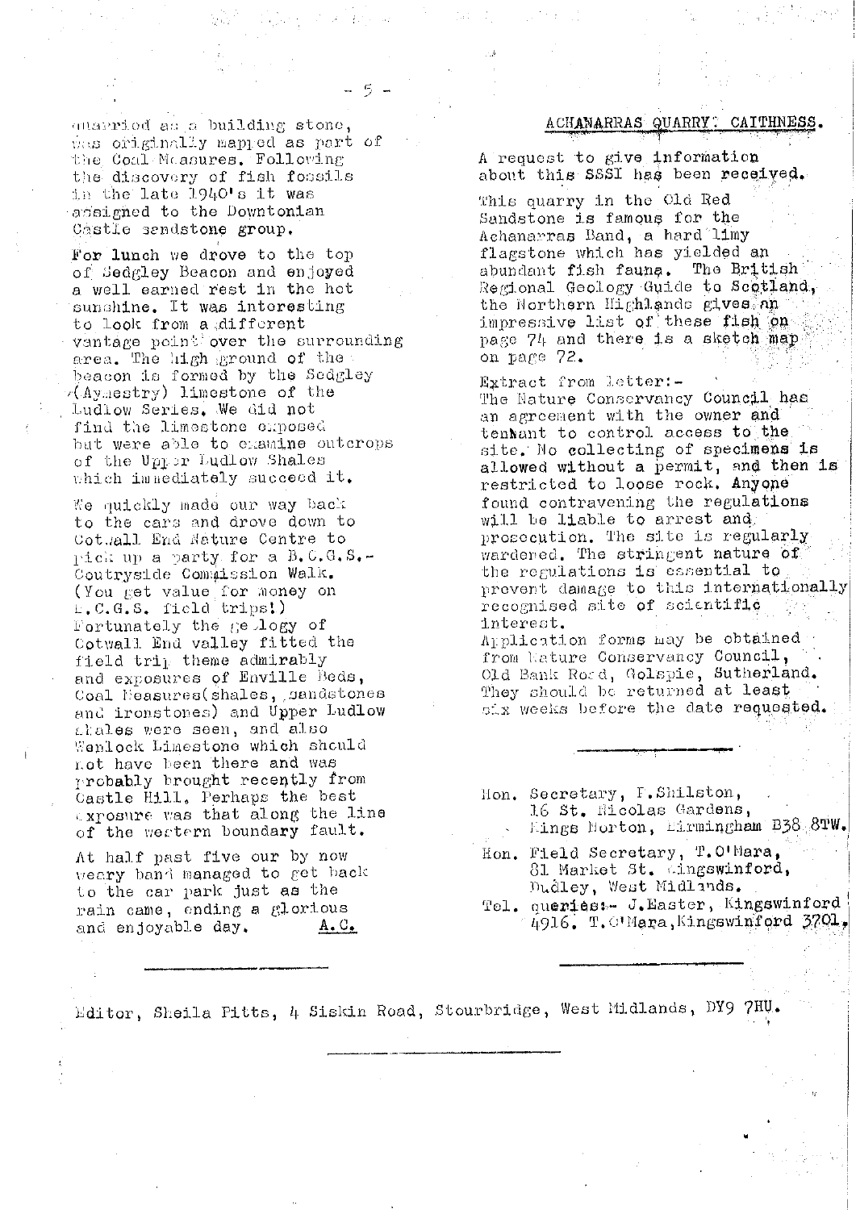quarried as a building stone, was originally mapped as part of the Coal Measures. Following the discovery of fish fossils in the late 1940's it was assigned to the Downtonian Castle sandstone group.

For lunch we drove to the top of Sedgley Beacon and enjoyed a well earned rest in the hot sunshine. It was interesting to look from a different vantage point over the surrounding area. The high ground of the beacon is formed by the Sedgley (Aymestry) limestone of the Ludlow Series. We did not find the limestone exposed but were able to examine outcrops of the Upper Ludlow Shales which immediately succeed it.

We quickly made our way back to the cars and drove down to Cotwall End Nature Centre to pick up a party for a B.C.G.S.-Coutryside Commission Walk. (You get value for money on B.C.G.S. field trips!) Fortunately the geology of Cotwall End valley fitted the field trip theme admirably and exposures of Enville Beds, Coal Measures(shales, sandstones and ironstones) and Upper Ludlow shales were seen, and also Wenlock Limestone which should not have been there and was probably brought recently from Castle Hill. Perhaps the best exposure was that along the line of the western boundary fault.

At half past five our by now weary band managed to get back to the car park just as the rain came, ending a glorious and enjoyable day. A.C.

## ACHANARRAS QUARRY: CAITHNESS.

A request to give information about this SSSI has been received.

This quarry in the Old Red Sandstone is famous for the Achanarras Band, a hard limy flagstone which has yielded an abundant fish fauna. The British Regional Geology Guide to Scotland, the Northern Highlands gives an impressive list of these fish on page 74 and there is a sketch map on page 72.

Extract from letter:-
The Nature Conservancy Council has an agreement with the owner and tennant to control access to the site. No collecting of specimens is allowed without a permit, and then is restricted to loose rock. Anyone found contravening the regulations will be liable to arrest and prosecution. The site is regularly wardened. The stringent nature of the regulations is essential to prevent damage to this internationally recognised site of scientific interest.
Application forms may be obtained from Nature Conservancy Council, Old Bank Road, Golspie, Sutherland. They should be returned at least six weeks before the date requested.

---

Hon. Secretary, F.Shilston, 16 St. Nicolas Gardens, Kings Norton, Birmingham B38 8TW.

Hon. Field Secretary, T.O'Mara, 81 Market St. Kingswinford, Dudley, West Midlands.

Tel. queries:- J.Easter, Kingswinford 4916. T.O'Mara,Kingswinford 3701.

---

Editor, Sheila Pitts, 4 Siskin Road, Stourbridge, West Midlands, DY9 7HU.